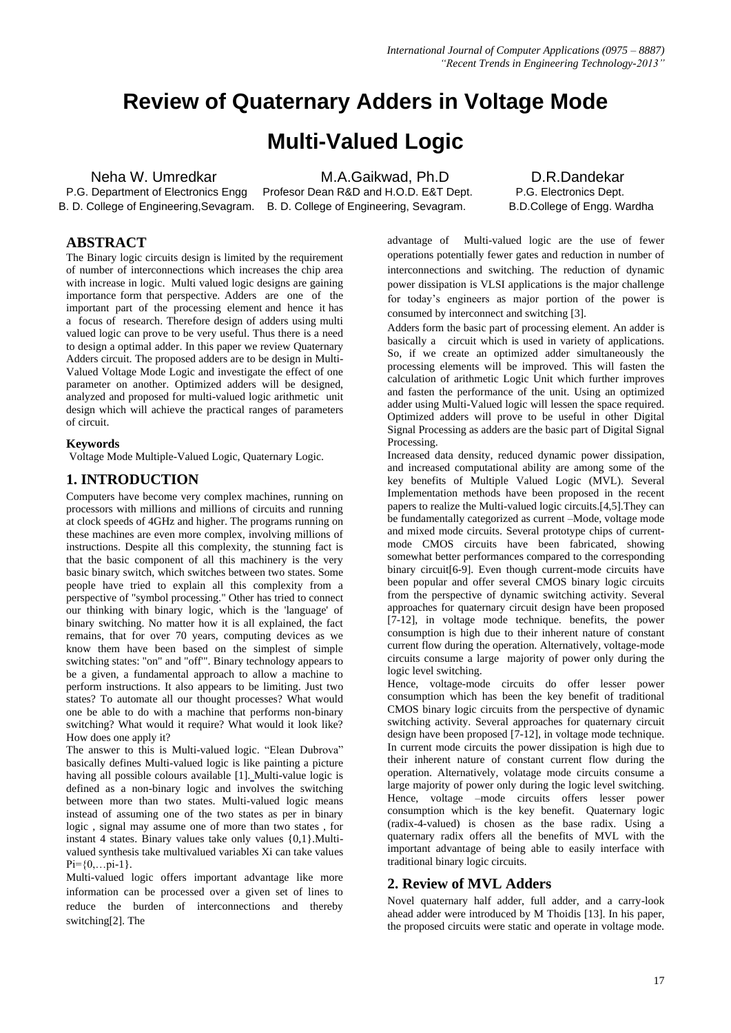# Review of Quaternary Adders in Voltage Mode Multi-Valued Logic

Neha W. Umredkar
P.G. Department of Electronics Engg
B. D. College of Engineering,Sevagram.

M.A.Gaikwad, Ph.D
Profesor Dean R&D and H.O.D. E&T Dept.
B. D. College of Engineering, Sevagram.

D.R.Dandekar
P.G. Electronics Dept.
B.D.College of Engg. Wardha

## ABSTRACT

The Binary logic circuits design is limited by the requirement of number of interconnections which increases the chip area with increase in logic. Multi valued logic designs are gaining importance form that perspective. Adders are one of the important part of the processing element and hence it has a focus of research. Therefore design of adders using multi valued logic can prove to be very useful. Thus there is a need to design a optimal adder. In this paper we review Quaternary Adders circuit. The proposed adders are to be design in Multi-Valued Voltage Mode Logic and investigate the effect of one parameter on another. Optimized adders will be designed, analyzed and proposed for multi-valued logic arithmetic unit design which will achieve the practical ranges of parameters of circuit.

### Keywords

Voltage Mode Multiple-Valued Logic, Quaternary Logic.

## 1. INTRODUCTION

Computers have become very complex machines, running on processors with millions and millions of circuits and running at clock speeds of 4GHz and higher. The programs running on these machines are even more complex, involving millions of instructions. Despite all this complexity, the stunning fact is that the basic component of all this machinery is the very basic binary switch, which switches between two states. Some people have tried to explain all this complexity from a perspective of "symbol processing." Other has tried to connect our thinking with binary logic, which is the 'language' of binary switching. No matter how it is all explained, the fact remains, that for over 70 years, computing devices as we know them have been based on the simplest of simple switching states: "on" and "off". Binary technology appears to be a given, a fundamental approach to allow a machine to perform instructions. It also appears to be limiting. Just two states? To automate all our thought processes? What would one be able to do with a machine that performs non-binary switching? What would it require? What would it look like? How does one apply it?

The answer to this is Multi-valued logic. "Elean Dubrova" basically defines Multi-valued logic is like painting a picture having all possible colours available [1]. Multi-value logic is defined as a non-binary logic and involves the switching between more than two states. Multi-valued logic means instead of assuming one of the two states as per in binary logic , signal may assume one of more than two states , for instant 4 states. Binary values take only values {0,1}.Multi-valued synthesis take multivalued variables Xi can take values Pi={0,…pi-1}.

Multi-valued logic offers important advantage like more information can be processed over a given set of lines to reduce the burden of interconnections and thereby switching[2]. The advantage of Multi-valued logic are the use of fewer operations potentially fewer gates and reduction in number of interconnections and switching. The reduction of dynamic power dissipation is VLSI applications is the major challenge for today's engineers as major portion of the power is consumed by interconnect and switching [3].

Adders form the basic part of processing element. An adder is basically a circuit which is used in variety of applications. So, if we create an optimized adder simultaneously the processing elements will be improved. This will fasten the calculation of arithmetic Logic Unit which further improves and fasten the performance of the unit. Using an optimized adder using Multi-Valued logic will lessen the space required. Optimized adders will prove to be useful in other Digital Signal Processing as adders are the basic part of Digital Signal Processing.

Increased data density, reduced dynamic power dissipation, and increased computational ability are among some of the key benefits of Multiple Valued Logic (MVL). Several Implementation methods have been proposed in the recent papers to realize the Multi-valued logic circuits.[4,5].They can be fundamentally categorized as current –Mode, voltage mode and mixed mode circuits. Several prototype chips of current-mode CMOS circuits have been fabricated, showing somewhat better performances compared to the corresponding binary circuit[6-9]. Even though current-mode circuits have been popular and offer several CMOS binary logic circuits from the perspective of dynamic switching activity. Several approaches for quaternary circuit design have been proposed [7-12], in voltage mode technique. benefits, the power consumption is high due to their inherent nature of constant current flow during the operation. Alternatively, voltage-mode circuits consume a large majority of power only during the logic level switching.

Hence, voltage-mode circuits do offer lesser power consumption which has been the key benefit of traditional CMOS binary logic circuits from the perspective of dynamic switching activity. Several approaches for quaternary circuit design have been proposed [7-12], in voltage mode technique. In current mode circuits the power dissipation is high due to their inherent nature of constant current flow during the operation. Alternatively, volatage mode circuits consume a large majority of power only during the logic level switching. Hence, voltage –mode circuits offers lesser power consumption which is the key benefit. Quaternary logic (radix-4-valued) is chosen as the base radix. Using a quaternary radix offers all the benefits of MVL with the important advantage of being able to easily interface with traditional binary logic circuits.

## 2. Review of MVL Adders

Novel quaternary half adder, full adder, and a carry-look ahead adder were introduced by M Thoidis [13]. In his paper, the proposed circuits were static and operate in voltage mode.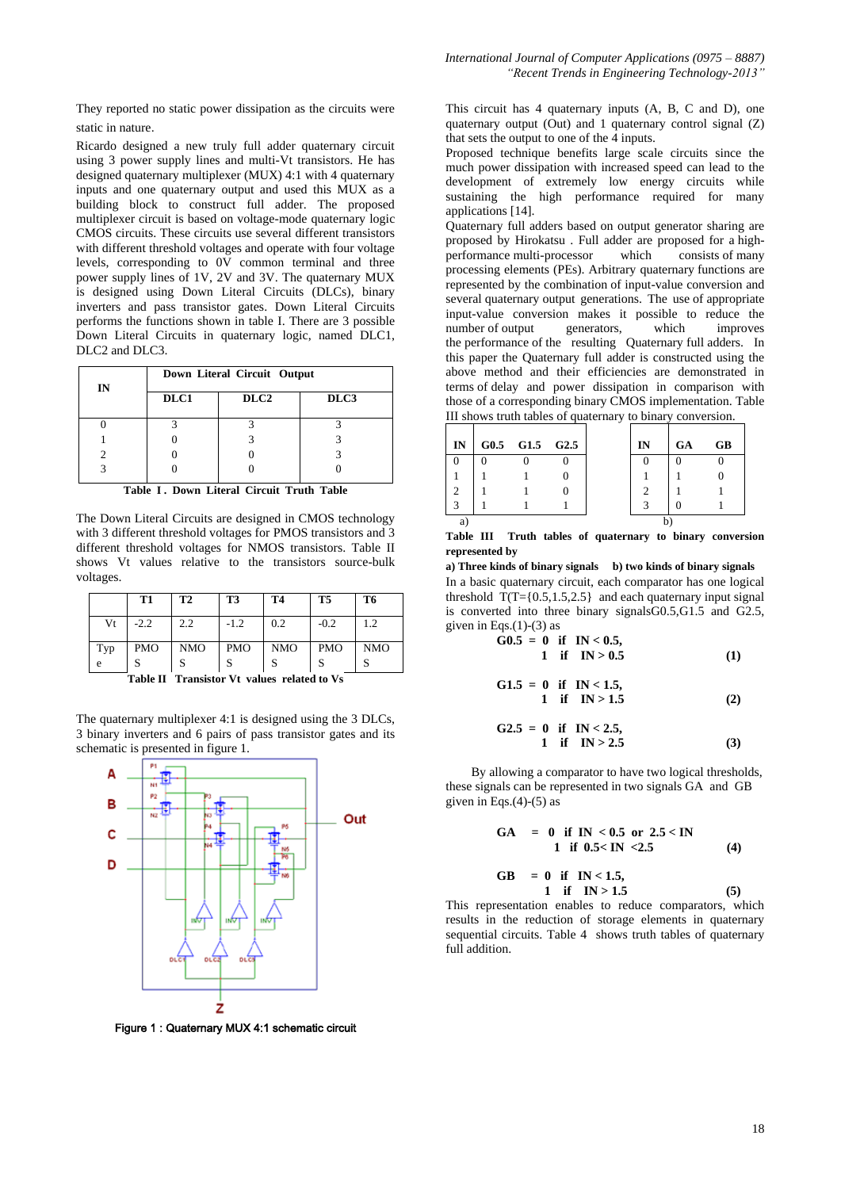They reported no static power dissipation as the circuits were static in nature.

Ricardo designed a new truly full adder quaternary circuit using 3 power supply lines and multi-Vt transistors. He has designed quaternary multiplexer (MUX) 4:1 with 4 quaternary inputs and one quaternary output and used this MUX as a building block to construct full adder. The proposed multiplexer circuit is based on voltage-mode quaternary logic CMOS circuits. These circuits use several different transistors with different threshold voltages and operate with four voltage levels, corresponding to 0V common terminal and three power supply lines of 1V, 2V and 3V. The quaternary MUX is designed using Down Literal Circuits (DLCs), binary inverters and pass transistor gates. Down Literal Circuits performs the functions shown in table I. There are 3 possible Down Literal Circuits in quaternary logic, named DLC1, DLC2 and DLC3.

| IN | Down Literal Circuit Output | | |
|---|---|---|---|
| | DLC1 | DLC2 | DLC3 |
| 0 | 3 | 3 | 3 |
| 1 | 0 | 3 | 3 |
| 2 | 0 | 0 | 3 |
| 3 | 0 | 0 | 0 |

**Table I . Down Literal Circuit Truth Table**

The Down Literal Circuits are designed in CMOS technology with 3 different threshold voltages for PMOS transistors and 3 different threshold voltages for NMOS transistors. Table II shows Vt values relative to the transistors source-bulk voltages.

| | T1 | T2 | T3 | T4 | T5 | T6 |
|---|---|---|---|---|---|---|
| Vt | -2.2 | 2.2 | -1.2 | 0.2 | -0.2 | 1.2 |
| Type | PMOS | NMOS | PMOS | NMOS | PMOS | NMOS |

**Table II Transistor Vt values related to Vs**

The quaternary multiplexer 4:1 is designed using the 3 DLCs, 3 binary inverters and 6 pairs of pass transistor gates and its schematic is presented in figure 1.

**Figure 1 : Quaternary MUX 4:1 schematic circuit**

This circuit has 4 quaternary inputs (A, B, C and D), one quaternary output (Out) and 1 quaternary control signal (Z) that sets the output to one of the 4 inputs.

Proposed technique benefits large scale circuits since the much power dissipation with increased speed can lead to the development of extremely low energy circuits while sustaining the high performance required for many applications [14].

Quaternary full adders based on output generator sharing are proposed by Hirokatsu . Full adder are proposed for a high-performance multi-processor which consists of many processing elements (PEs). Arbitrary quaternary functions are represented by the combination of input-value conversion and several quaternary output generations. The use of appropriate input-value conversion makes it possible to reduce the number of output generators, which improves the performance of the resulting Quaternary full adders. In this paper the Quaternary full adder is constructed using the above method and their efficiencies are demonstrated in terms of delay and power dissipation in comparison with those of a corresponding binary CMOS implementation. Table III shows truth tables of quaternary to binary conversion.

a)

| IN | G0.5 | G1.5 | G2.5 |
|---|---|---|---|
| 0 | 0 | 0 | 0 |
| 1 | 1 | 1 | 0 |
| 2 | 1 | 1 | 0 |
| 3 | 1 | 1 | 1 |

b)

| IN | GA | GB |
|---|---|---|
| 0 | 0 | 0 |
| 1 | 1 | 0 |
| 2 | 1 | 1 |
| 3 | 0 | 1 |

**Table III Truth tables of quaternary to binary conversion represented by**

**a) Three kinds of binary signals b) two kinds of binary signals**

In a basic quaternary circuit, each comparator has one logical threshold T(T={0.5,1.5,2.5} and each quaternary input signal is converted into three binary signalsG0.5,G1.5 and G2.5, given in Eqs.(1)-(3) as

$$\mathbf{G0.5} = \begin{cases} 0 & \text{if } IN < 0.5, \\ 1 & \text{if } IN > 0.5 \end{cases} \quad (1)$$

$$\mathbf{G1.5} = \begin{cases} 0 & \text{if } IN < 1.5, \\ 1 & \text{if } IN > 1.5 \end{cases} \quad (2)$$

$$\mathbf{G2.5} = \begin{cases} 0 & \text{if } IN < 2.5, \\ 1 & \text{if } IN > 2.5 \end{cases} \quad (3)$$

By allowing a comparator to have two logical thresholds, these signals can be represented in two signals GA and GB given in Eqs.(4)-(5) as

$$\mathbf{GA} = \begin{cases} 0 & \text{if } IN < 0.5 \text{ or } 2.5 < IN \\ 1 & \text{if } 0.5 < IN < 2.5 \end{cases} \quad (4)$$

$$\mathbf{GB} = \begin{cases} 0 & \text{if } IN < 1.5, \\ 1 & \text{if } IN > 1.5 \end{cases} \quad (5)$$

This representation enables to reduce comparators, which results in the reduction of storage elements in quaternary sequential circuits. Table 4 shows truth tables of quaternary full addition.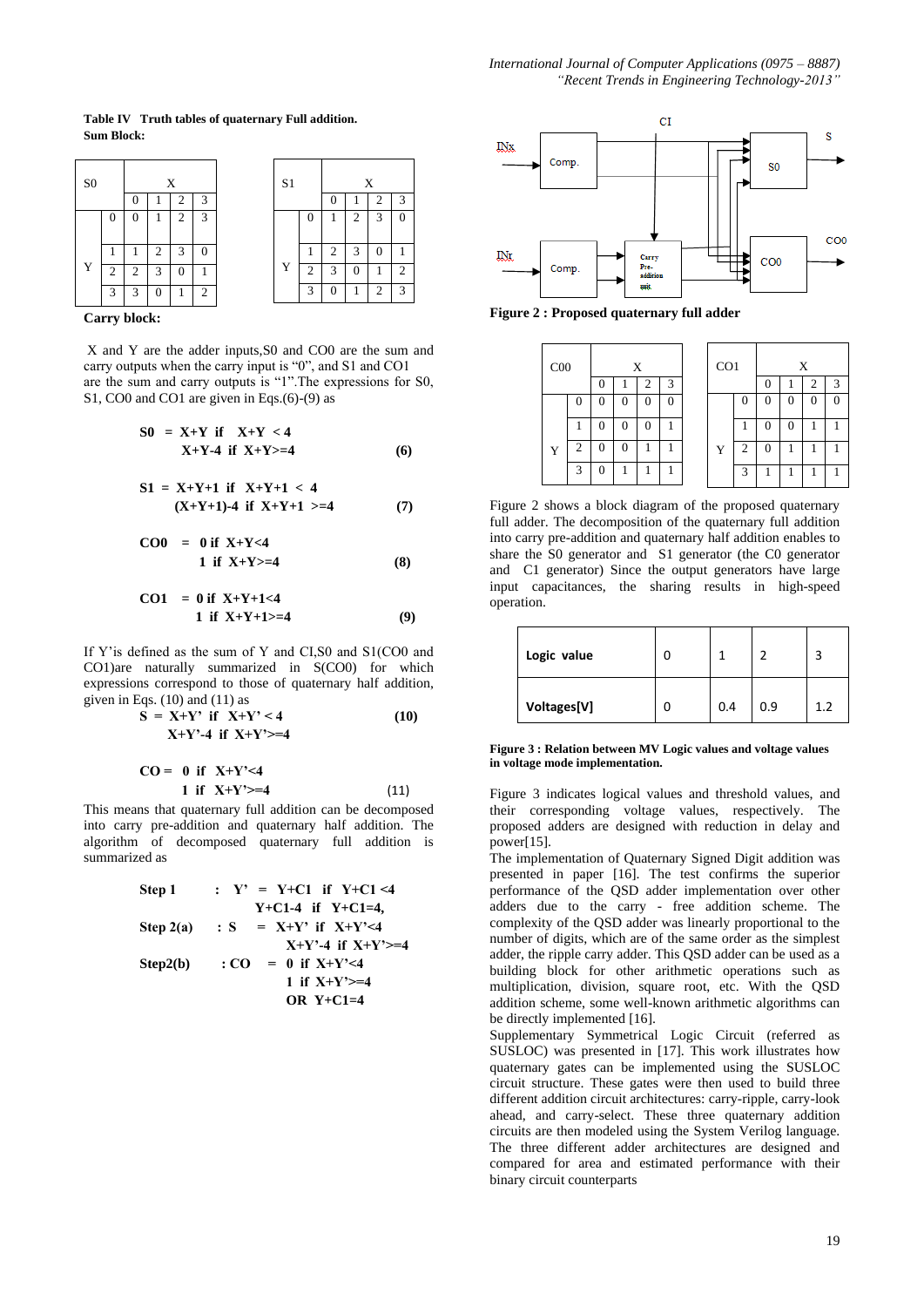**Table IV Truth tables of quaternary Full addition.**

**Sum Block:**

| S0 | | X | | | |
|---|---|---|---|---|---|
| | | 0 | 1 | 2 | 3 |
| Y | 0 | 0 | 1 | 2 | 3 |
| | 1 | 1 | 2 | 3 | 0 |
| | 2 | 2 | 3 | 0 | 1 |
| | 3 | 3 | 0 | 1 | 2 |

| S1 | | X | | | |
|---|---|---|---|---|---|
| | | 0 | 1 | 2 | 3 |
| Y | 0 | 1 | 2 | 3 | 0 |
| | 1 | 2 | 3 | 0 | 1 |
| | 2 | 3 | 0 | 1 | 2 |
| | 3 | 0 | 1 | 2 | 3 |

**Carry block:**

| C00 | | X | | | |
|---|---|---|---|---|---|
| | | 0 | 1 | 2 | 3 |
| Y | 0 | 0 | 0 | 0 | 0 |
| | 1 | 0 | 0 | 0 | 1 |
| | 2 | 0 | 0 | 1 | 1 |
| | 3 | 0 | 1 | 1 | 1 |

| CO1 | | X | | | |
|---|---|---|---|---|---|
| | | 0 | 1 | 2 | 3 |
| Y | 0 | 0 | 0 | 0 | 0 |
| | 1 | 0 | 0 | 1 | 1 |
| | 2 | 0 | 1 | 1 | 1 |
| | 3 | 1 | 1 | 1 | 1 |

X and Y are the adder inputs,S0 and CO0 are the sum and carry outputs when the carry input is "0", and S1 and CO1 are the sum and carry outputs is "1".The expressions for S0, S1, CO0 and CO1 are given in Eqs.(6)-(9) as

$$S0 = \begin{cases} X+Y & \text{if } X+Y < 4 \\ X+Y-4 & \text{if } X+Y>=4 \end{cases} \quad (6)$$

$$S1 = \begin{cases} X+Y+1 & \text{if } X+Y+1 < 4 \\ (X+Y+1)-4 & \text{if } X+Y+1 >=4 \end{cases} \quad (7)$$

$$CO0 = \begin{cases} 0 & \text{if } X+Y<4 \\ 1 & \text{if } X+Y>=4 \end{cases} \quad (8)$$

$$CO1 = \begin{cases} 0 & \text{if } X+Y+1<4 \\ 1 & \text{if } X+Y+1>=4 \end{cases} \quad (9)$$

If Y'is defined as the sum of Y and CI,S0 and S1(CO0 and CO1)are naturally summarized in S(CO0) for which expressions correspond to those of quaternary half addition, given in Eqs. (10) and (11) as

$$S = \begin{cases} X+Y' & \text{if } X+Y' < 4 \\ X+Y'-4 & \text{if } X+Y'>=4 \end{cases} \quad (10)$$

$$CO = \begin{cases} 0 & \text{if } X+Y'<4 \\ 1 & \text{if } X+Y'>=4 \end{cases} \quad (11)$$

This means that quaternary full addition can be decomposed into carry pre-addition and quaternary half addition. The algorithm of decomposed quaternary full addition is summarized as

**Step 1** : $Y' = Y+C1$ if $Y+C1 <4$
$Y+C1-4$ if $Y+C1=4,$

**Step 2(a)** : $S = X+Y'$ if $X+Y'<4$
$X+Y'-4$ if $X+Y'>=4$

**Step2(b)** : $CO = 0$ if $X+Y'<4$
$1$ if $X+Y'>=4$
OR $Y+C1=4$

**Figure 2 : Proposed quaternary full adder**

Figure 2 shows a block diagram of the proposed quaternary full adder. The decomposition of the quaternary full addition into carry pre-addition and quaternary half addition enables to share the S0 generator and S1 generator (the C0 generator and C1 generator) Since the output generators have large input capacitances, the sharing results in high-speed operation.

| Logic value | 0 | 1 | 2 | 3 |
|---|---|---|---|---|
| Voltages[V] | 0 | 0.4 | 0.9 | 1.2 |

**Figure 3 : Relation between MV Logic values and voltage values in voltage mode implementation.**

Figure 3 indicates logical values and threshold values, and their corresponding voltage values, respectively. The proposed adders are designed with reduction in delay and power[15].

The implementation of Quaternary Signed Digit addition was presented in paper [16]. The test confirms the superior performance of the QSD adder implementation over other adders due to the carry - free addition scheme. The complexity of the QSD adder was linearly proportional to the number of digits, which are of the same order as the simplest adder, the ripple carry adder. This QSD adder can be used as a building block for other arithmetic operations such as multiplication, division, square root, etc. With the QSD addition scheme, some well-known arithmetic algorithms can be directly implemented [16].

Supplementary Symmetrical Logic Circuit (referred as SUSLOC) was presented in [17]. This work illustrates how quaternary gates can be implemented using the SUSLOC circuit structure. These gates were then used to build three different addition circuit architectures: carry-ripple, carry-look ahead, and carry-select. These three quaternary addition circuits are then modeled using the System Verilog language. The three different adder architectures are designed and compared for area and estimated performance with their binary circuit counterparts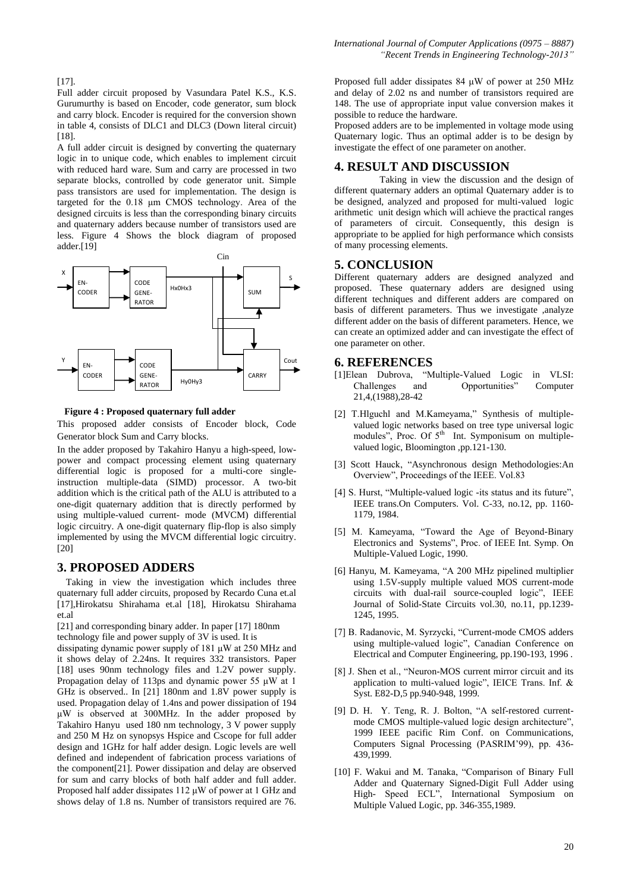[17].

Full adder circuit proposed by Vasundara Patel K.S., K.S. Gurumurthy is based on Encoder, code generator, sum block and carry block. Encoder is required for the conversion shown in table 4, consists of DLC1 and DLC3 (Down literal circuit) [18].

A full adder circuit is designed by converting the quaternary logic in to unique code, which enables to implement circuit with reduced hard ware. Sum and carry are processed in two separate blocks, controlled by code generator unit. Simple pass transistors are used for implementation. The design is targeted for the 0.18 μm CMOS technology. Area of the designed circuits is less than the corresponding binary circuits and quaternary adders because number of transistors used are less. Figure 4 Shows the block diagram of proposed adder.[19]

**Figure 4 : Proposed quaternary full adder**

This proposed adder consists of Encoder block, Code Generator block Sum and Carry blocks.

In the adder proposed by Takahiro Hanyu a high-speed, low-power and compact processing element using quaternary differential logic is proposed for a multi-core single-instruction multiple-data (SIMD) processor. A two-bit addition which is the critical path of the ALU is attributed to a one-digit quaternary addition that is directly performed by using multiple-valued current- mode (MVCM) differential logic circuitry. A one-digit quaternary flip-flop is also simply implemented by using the MVCM differential logic circuitry. [20]

# 3. PROPOSED ADDERS

Taking in view the investigation which includes three quaternary full adder circuits, proposed by Recardo Cuna et.al [17],Hirokatsu Shirahama et.al [18], Hirokatsu Shirahama et.al

[21] and corresponding binary adder. In paper [17] 180nm technology file and power supply of 3V is used. It is dissipating dynamic power supply of 181 μW at 250 MHz and it shows delay of 2.24ns. It requires 332 transistors. Paper [18] uses 90nm technology files and 1.2V power supply. Propagation delay of 113ps and dynamic power 55 μW at 1 GHz is observed.. In [21] 180nm and 1.8V power supply is used. Propagation delay of 1.4ns and power dissipation of 194 μW is observed at 300MHz. In the adder proposed by Takahiro Hanyu used 180 nm technology, 3 V power supply and 250 M Hz on synopsys Hspice and Cscope for full adder design and 1GHz for half adder design. Logic levels are well defined and independent of fabrication process variations of the component[21]. Power dissipation and delay are observed for sum and carry blocks of both half adder and full adder. Proposed half adder dissipates 112 μW of power at 1 GHz and shows delay of 1.8 ns. Number of transistors required are 76. Proposed full adder dissipates 84 μW of power at 250 MHz and delay of 2.02 ns and number of transistors required are 148. The use of appropriate input value conversion makes it possible to reduce the hardware.

Proposed adders are to be implemented in voltage mode using Quaternary logic. Thus an optimal adder is to be design by investigate the effect of one parameter on another.

# 4. RESULT AND DISCUSSION

Taking in view the discussion and the design of different quaternary adders an optimal Quaternary adder is to be designed, analyzed and proposed for multi-valued logic arithmetic unit design which will achieve the practical ranges of parameters of circuit. Consequently, this design is appropriate to be applied for high performance which consists of many processing elements.

# 5. CONCLUSION

Different quaternary adders are designed analyzed and proposed. These quaternary adders are designed using different techniques and different adders are compared on basis of different parameters. Thus we investigate ,analyze different adder on the basis of different parameters. Hence, we can create an optimized adder and can investigate the effect of one parameter on other.

# 6. REFERENCES

[1]Elean Dubrova, "Multiple-Valued Logic in VLSI: Challenges and Opportunities" Computer 21,4,(1988),28-42

[2] T.Hlguchl and M.Kameyama," Synthesis of multiple-valued logic networks based on tree type universal logic modules", Proc. Of 5th Int. Symponisum on multiple-valued logic, Bloomington ,pp.121-130.

[3] Scott Hauck, "Asynchronous design Methodologies:An Overview", Proceedings of the IEEE. Vol.83

[4] S. Hurst, "Multiple-valued logic -its status and its future", IEEE trans.On Computers. Vol. C-33, no.12, pp. 1160-1179, 1984.

[5] M. Kameyama, "Toward the Age of Beyond-Binary Electronics and Systems", Proc. of IEEE Int. Symp. On Multiple-Valued Logic, 1990.

[6] Hanyu, M. Kameyama, "A 200 MHz pipelined multiplier using 1.5V-supply multiple valued MOS current-mode circuits with dual-rail source-coupled logic", IEEE Journal of Solid-State Circuits vol.30, no.11, pp.1239-1245, 1995.

[7] B. Radanovic, M. Syrzycki, "Current-mode CMOS adders using multiple-valued logic", Canadian Conference on Electrical and Computer Engineering, pp.190-193, 1996 .

[8] J. Shen et al., "Neuron-MOS current mirror circuit and its application to multi-valued logic", IEICE Trans. Inf. & Syst. E82-D,5 pp.940-948, 1999.

[9] D. H. Y. Teng, R. J. Bolton, "A self-restored current-mode CMOS multiple-valued logic design architecture", 1999 IEEE pacific Rim Conf. on Communications, Computers Signal Processing (PASRIM'99), pp. 436-439,1999.

[10] F. Wakui and M. Tanaka, "Comparison of Binary Full Adder and Quaternary Signed-Digit Full Adder using High- Speed ECL", International Symposium on Multiple Valued Logic, pp. 346-355,1989.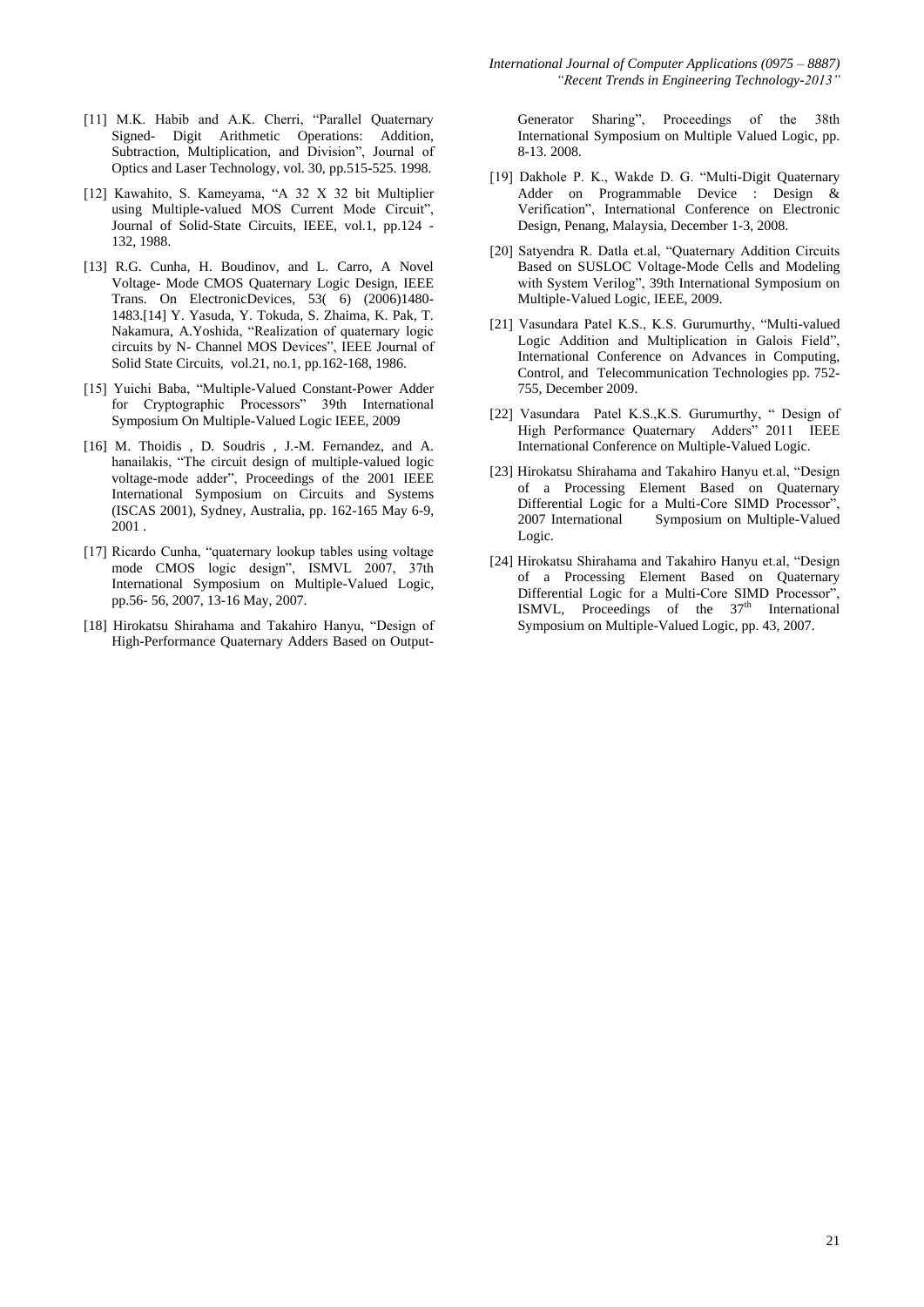[11] M.K. Habib and A.K. Cherri, "Parallel Quaternary Signed- Digit Arithmetic Operations: Addition, Subtraction, Multiplication, and Division", Journal of Optics and Laser Technology, vol. 30, pp.515-525. 1998.

[12] Kawahito, S. Kameyama, "A 32 X 32 bit Multiplier using Multiple-valued MOS Current Mode Circuit", Journal of Solid-State Circuits, IEEE, vol.1, pp.124 - 132, 1988.

[13] R.G. Cunha, H. Boudinov, and L. Carro, A Novel Voltage- Mode CMOS Quaternary Logic Design, IEEE Trans. On ElectronicDevices, 53( 6) (2006)1480-1483.[14] Y. Yasuda, Y. Tokuda, S. Zhaima, K. Pak, T. Nakamura, A.Yoshida, "Realization of quaternary logic circuits by N- Channel MOS Devices", IEEE Journal of Solid State Circuits, vol.21, no.1, pp.162-168, 1986.

[15] Yuichi Baba, "Multiple-Valued Constant-Power Adder for Cryptographic Processors" 39th International Symposium On Multiple-Valued Logic IEEE, 2009

[16] M. Thoidis , D. Soudris , J.-M. Fernandez, and A. hanailakis, "The circuit design of multiple-valued logic voltage-mode adder", Proceedings of the 2001 IEEE International Symposium on Circuits and Systems (ISCAS 2001), Sydney, Australia, pp. 162-165 May 6-9, 2001 .

[17] Ricardo Cunha, "quaternary lookup tables using voltage mode CMOS logic design", ISMVL 2007, 37th International Symposium on Multiple-Valued Logic, pp.56- 56, 2007, 13-16 May, 2007.

[18] Hirokatsu Shirahama and Takahiro Hanyu, "Design of High-Performance Quaternary Adders Based on Output-Generator Sharing", Proceedings of the 38th International Symposium on Multiple Valued Logic, pp. 8-13. 2008.

[19] Dakhole P. K., Wakde D. G. "Multi-Digit Quaternary Adder on Programmable Device : Design & Verification", International Conference on Electronic Design, Penang, Malaysia, December 1-3, 2008.

[20] Satyendra R. Datla et.al, "Quaternary Addition Circuits Based on SUSLOC Voltage-Mode Cells and Modeling with System Verilog", 39th International Symposium on Multiple-Valued Logic, IEEE, 2009.

[21] Vasundara Patel K.S., K.S. Gurumurthy, "Multi-valued Logic Addition and Multiplication in Galois Field", International Conference on Advances in Computing, Control, and Telecommunication Technologies pp. 752-755, December 2009.

[22] Vasundara Patel K.S.,K.S. Gurumurthy, " Design of High Performance Quaternary Adders" 2011 IEEE International Conference on Multiple-Valued Logic.

[23] Hirokatsu Shirahama and Takahiro Hanyu et.al, "Design of a Processing Element Based on Quaternary Differential Logic for a Multi-Core SIMD Processor", 2007 International Symposium on Multiple-Valued Logic.

[24] Hirokatsu Shirahama and Takahiro Hanyu et.al, "Design of a Processing Element Based on Quaternary Differential Logic for a Multi-Core SIMD Processor", ISMVL, Proceedings of the 37th International Symposium on Multiple-Valued Logic, pp. 43, 2007.